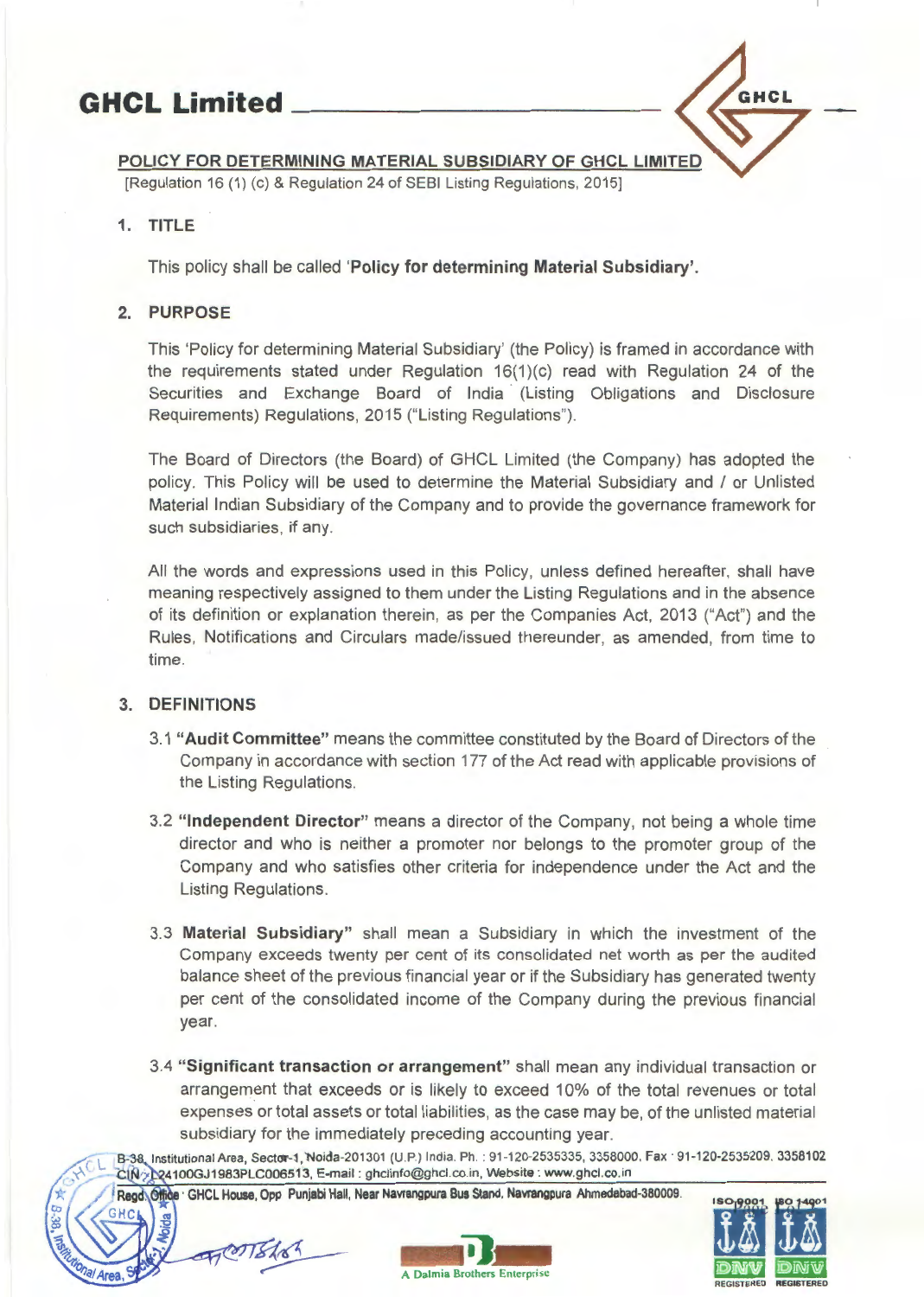# GHCL Limited

## POLICY FOR DETERMINING MATERIAL SUBSIDIARY OF GHCL LIMITED

[Regulation 16 (1) (c) & Regulation 24 of SEBI Listing Regulations, 2015]

### 1. TITLE

This policy shall be called '**Policy for determining Material Subsidiary**'.

### 2. PURPOSE

This 'Policy for determining Material Subsidiary' (the Policy) is framed in accordance with the requirements stated under Regulation 16(1)(c) read with Regulation 24 of the Securities and Exchange Board of India (Listing Obligations and Disclosure Requirements) Regulations, 2015 ("Listing Regulations").

The Board of Directors (the Board) of GHCL Limited (the Company) has adopted the policy. This Policy will be used to determine the Material Subsidiary and / or Unlisted Material Indian Subsidiary of the Company and to provide the governance framework for such subsidiaries, if any.

All the words and expressions used in this Policy, unless defined hereafter, shall have meaning respectively assigned to them under the Listing Regulations and in the absence of its definition or explanation therein, as per the Companies Act, 2013 ("Act") and the Rules, Notifications and Circulars made/issued thereunder, as amended, from time to time.

### 3. DEFINITIONS

3.1 **"Audit Committee"** means the committee constituted by the Board of Directors of the Company in accordance with section 177 of the Act read with applicable provisions of the Listing Regulations.

3.2 **"Independent Director"** means a director of the Company, not being a whole time director and who is neither a promoter nor belongs to the promoter group of the Company and who satisfies other criteria for independence under the Act and the Listing Regulations.

3.3 **Material Subsidiary"** shall mean a Subsidiary in which the investment of the Company exceeds twenty per cent of its consolidated net worth as per the audited balance sheet of the previous financial year or if the Subsidiary has generated twenty per cent of the consolidated income of the Company during the previous financial year.

3.4 **"Significant transaction or arrangement"** shall mean any individual transaction or arrangement that exceeds or is likely to exceed 10% of the total revenues or total expenses or total assets or total liabilities, as the case may be, of the unlisted material subsidiary for the immediately preceding accounting year.

B-38, Institutional Area, Sector-1, Noida-201301 (U.P.) India. Ph. : 91-120-2535335, 3358000. Fax : 91-120-2535209, 3358102
CIN : L24100GJ1983PLC006513, E-mail : ghclinfo@ghcl.co.in, Website : www.ghcl.co.in
Regd. Office : GHCL House, Opp Punjabi Hall, Near Navrangpura Bus Stand, Navrangpura Ahmedabad-380009.

A Dalmia Brothers Enterprise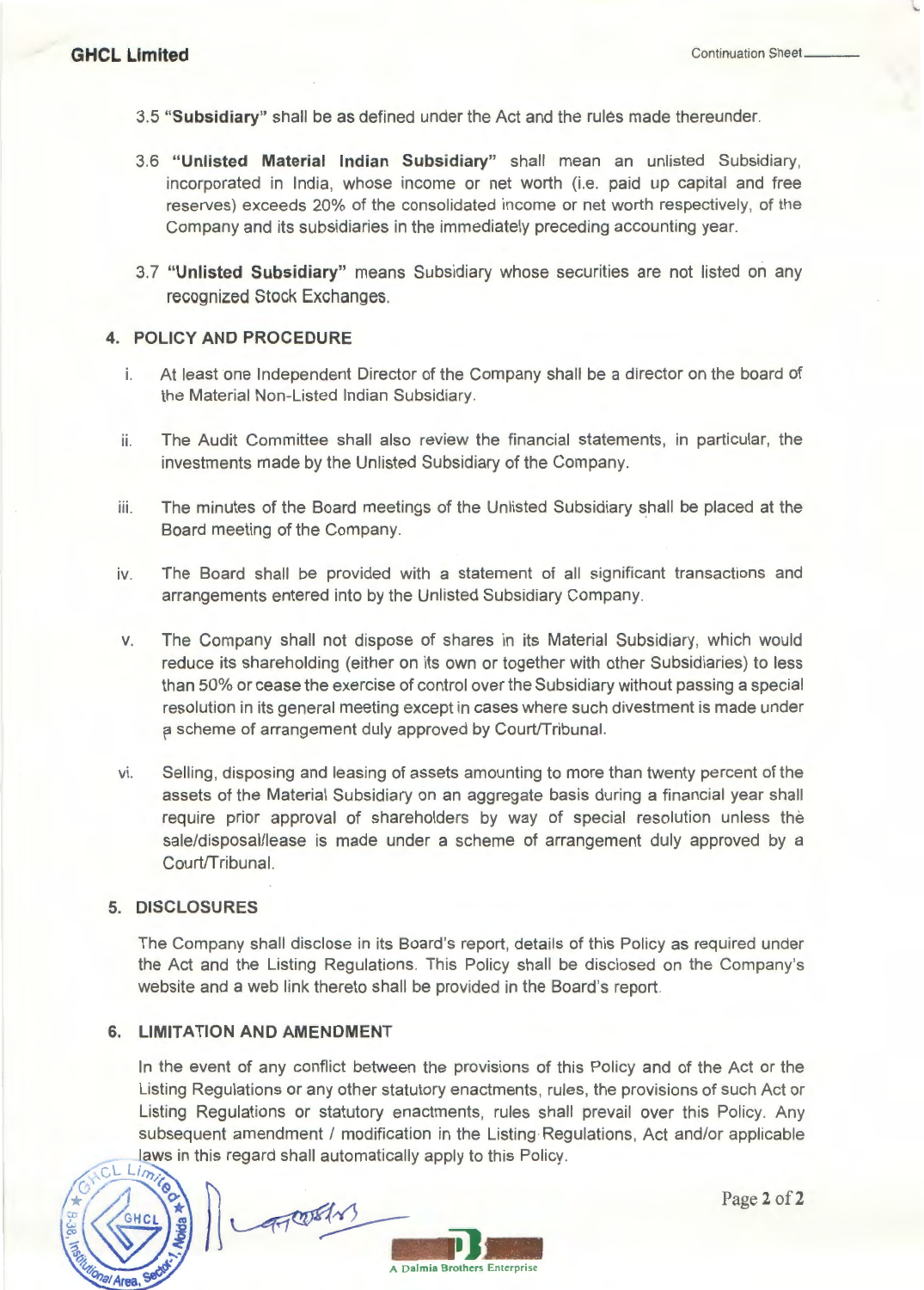3.5 **"Subsidiary"** shall be as defined under the Act and the rules made thereunder.

3.6 **"Unlisted Material Indian Subsidiary"** shall mean an unlisted Subsidiary, incorporated in India, whose income or net worth (i.e. paid up capital and free reserves) exceeds 20% of the consolidated income or net worth respectively, of the Company and its subsidiaries in the immediately preceding accounting year.

3.7 **"Unlisted Subsidiary"** means Subsidiary whose securities are not listed on any recognized Stock Exchanges.

## 4. POLICY AND PROCEDURE

i. At least one Independent Director of the Company shall be a director on the board of the Material Non-Listed Indian Subsidiary.

ii. The Audit Committee shall also review the financial statements, in particular, the investments made by the Unlisted Subsidiary of the Company.

iii. The minutes of the Board meetings of the Unlisted Subsidiary shall be placed at the Board meeting of the Company.

iv. The Board shall be provided with a statement of all significant transactions and arrangements entered into by the Unlisted Subsidiary Company.

v. The Company shall not dispose of shares in its Material Subsidiary, which would reduce its shareholding (either on its own or together with other Subsidiaries) to less than 50% or cease the exercise of control over the Subsidiary without passing a special resolution in its general meeting except in cases where such divestment is made under a scheme of arrangement duly approved by Court/Tribunal.

vi. Selling, disposing and leasing of assets amounting to more than twenty percent of the assets of the Material Subsidiary on an aggregate basis during a financial year shall require prior approval of shareholders by way of special resolution unless the sale/disposal/lease is made under a scheme of arrangement duly approved by a Court/Tribunal.

## 5. DISCLOSURES

The Company shall disclose in its Board's report, details of this Policy as required under the Act and the Listing Regulations. This Policy shall be disclosed on the Company's website and a web link thereto shall be provided in the Board's report.

## 6. LIMITATION AND AMENDMENT

In the event of any conflict between the provisions of this Policy and of the Act or the Listing Regulations or any other statutory enactments, rules, the provisions of such Act or Listing Regulations or statutory enactments, rules shall prevail over this Policy. Any subsequent amendment / modification in the Listing Regulations, Act and/or applicable laws in this regard shall automatically apply to this Policy.